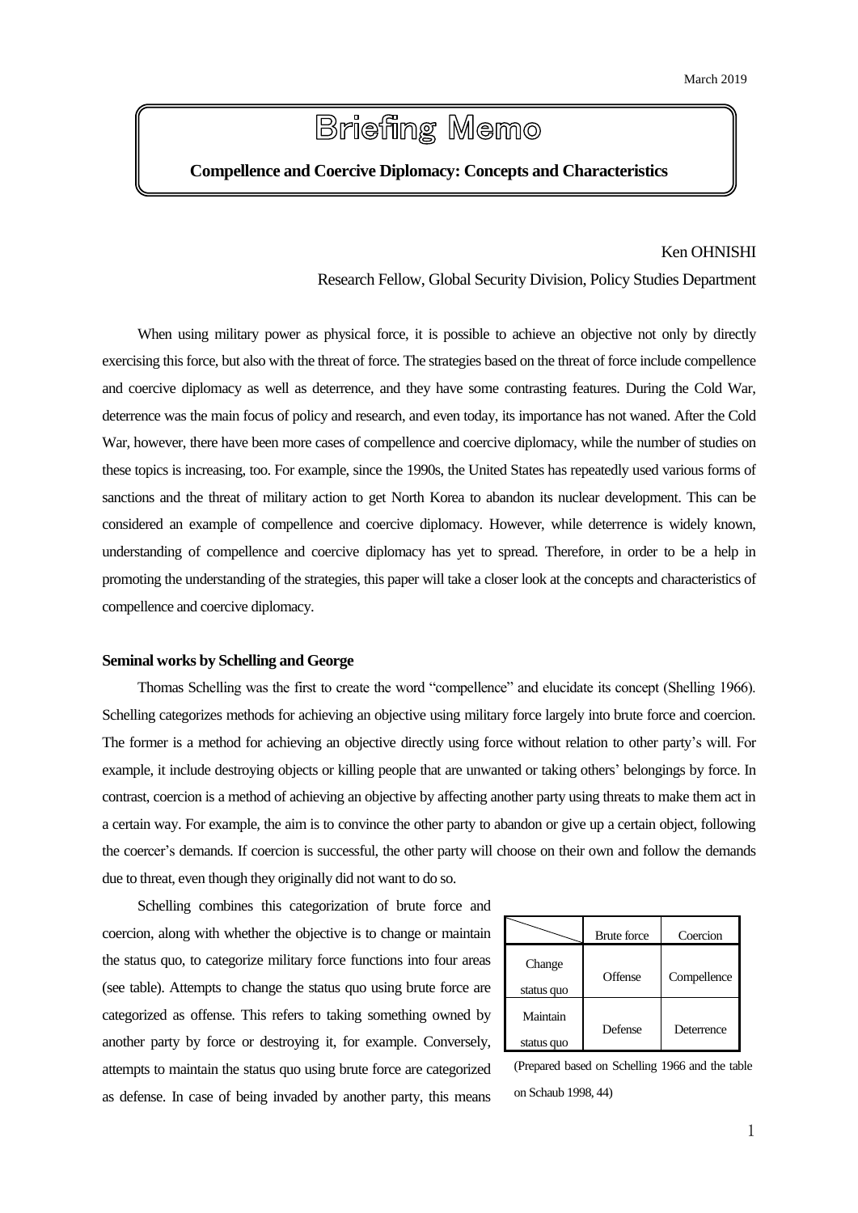March 2019

# Briefing Memo

**Compellence and Coercive Diplomacy: Concepts and Characteristics**

Ken OHNISHI

Research Fellow, Global Security Division, Policy Studies Department

When using military power as physical force, it is possible to achieve an objective not only by directly exercising this force, but also with the threat of force. The strategies based on the threat of force include compellence and coercive diplomacy as well as deterrence, and they have some contrasting features. During the Cold War, deterrence was the main focus of policy and research, and even today, its importance has not waned. After the Cold War, however, there have been more cases of compellence and coercive diplomacy, while the number of studies on these topics is increasing, too. For example, since the 1990s, the United States has repeatedly used various forms of sanctions and the threat of military action to get North Korea to abandon its nuclear development. This can be considered an example of compellence and coercive diplomacy. However, while deterrence is widely known, understanding of compellence and coercive diplomacy has yet to spread. Therefore, in order to be a help in promoting the understanding of the strategies, this paper will take a closer look at the concepts and characteristics of compellence and coercive diplomacy.

**Seminal works by Schelling and George**

Thomas Schelling was the first to create the word "compellence" and elucidate its concept (Shelling 1966). Schelling categorizes methods for achieving an objective using military force largely into brute force and coercion. The former is a method for achieving an objective directly using force without relation to other party's will. For example, it include destroying objects or killing people that are unwanted or taking others' belongings by force. In contrast, coercion is a method of achieving an objective by affecting another party using threats to make them act in a certain way. For example, the aim is to convince the other party to abandon or give up a certain object, following the coercer's demands. If coercion is successful, the other party will choose on their own and follow the demands due to threat, even though they originally did not want to do so.

Schelling combines this categorization of brute force and coercion, along with whether the objective is to change or maintain the status quo, to categorize military force functions into four areas (see table). Attempts to change the status quo using brute force are categorized as offense. This refers to taking something owned by another party by force or destroying it, for example. Conversely, attempts to maintain the status quo using brute force are categorized as defense. In case of being invaded by another party, this means

| | Brute force | Coercion |
|---|---|---|
| Change status quo | Offense | Compellence |
| Maintain status quo | Defense | Deterrence |

(Prepared based on Schelling 1966 and the table on Schaub 1998, 44)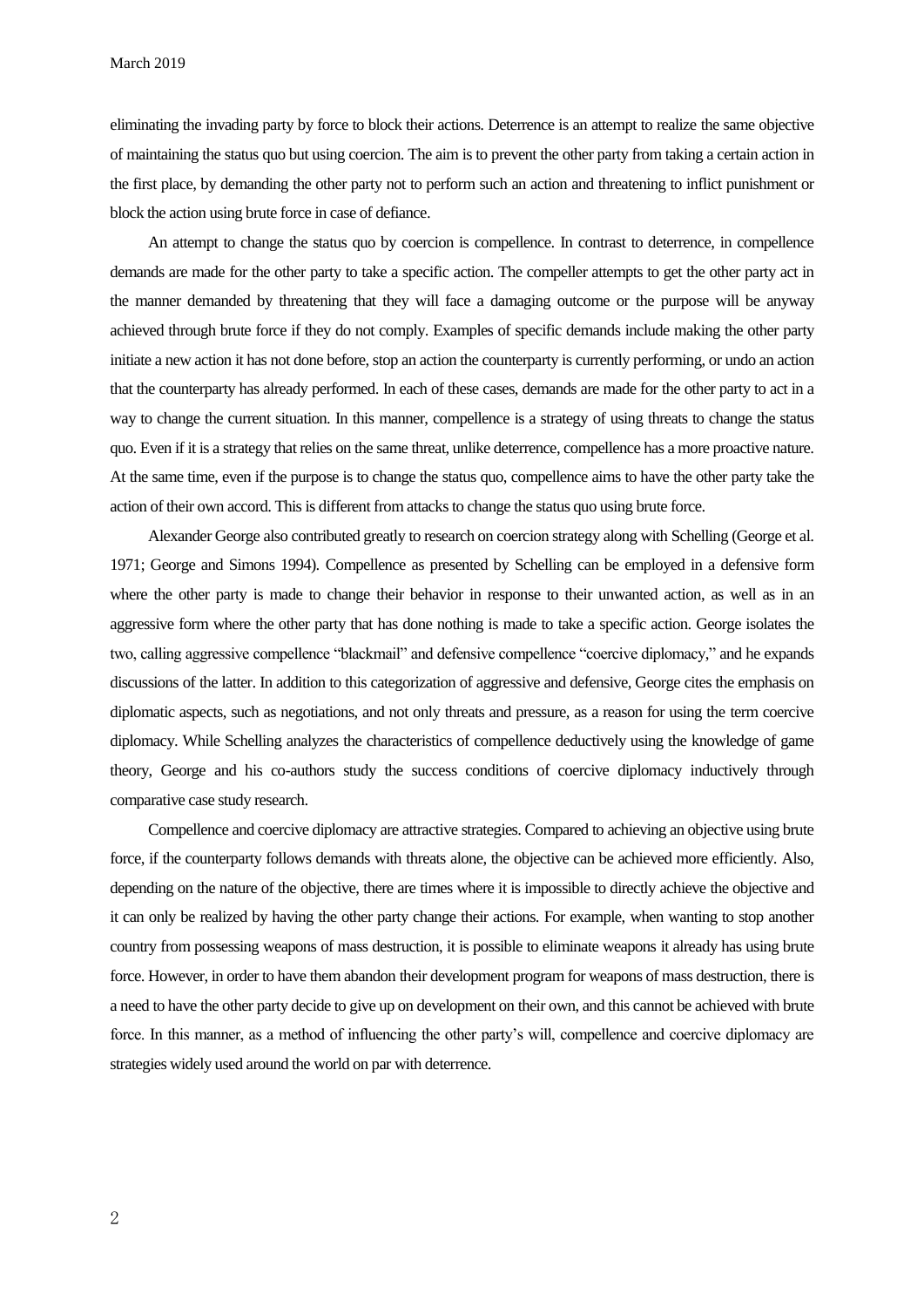eliminating the invading party by force to block their actions. Deterrence is an attempt to realize the same objective of maintaining the status quo but using coercion. The aim is to prevent the other party from taking a certain action in the first place, by demanding the other party not to perform such an action and threatening to inflict punishment or block the action using brute force in case of defiance.

An attempt to change the status quo by coercion is compellence. In contrast to deterrence, in compellence demands are made for the other party to take a specific action. The compeller attempts to get the other party act in the manner demanded by threatening that they will face a damaging outcome or the purpose will be anyway achieved through brute force if they do not comply. Examples of specific demands include making the other party initiate a new action it has not done before, stop an action the counterparty is currently performing, or undo an action that the counterparty has already performed. In each of these cases, demands are made for the other party to act in a way to change the current situation. In this manner, compellence is a strategy of using threats to change the status quo. Even if it is a strategy that relies on the same threat, unlike deterrence, compellence has a more proactive nature. At the same time, even if the purpose is to change the status quo, compellence aims to have the other party take the action of their own accord. This is different from attacks to change the status quo using brute force.

Alexander George also contributed greatly to research on coercion strategy along with Schelling (George et al. 1971; George and Simons 1994). Compellence as presented by Schelling can be employed in a defensive form where the other party is made to change their behavior in response to their unwanted action, as well as in an aggressive form where the other party that has done nothing is made to take a specific action. George isolates the two, calling aggressive compellence "blackmail" and defensive compellence "coercive diplomacy," and he expands discussions of the latter. In addition to this categorization of aggressive and defensive, George cites the emphasis on diplomatic aspects, such as negotiations, and not only threats and pressure, as a reason for using the term coercive diplomacy. While Schelling analyzes the characteristics of compellence deductively using the knowledge of game theory, George and his co-authors study the success conditions of coercive diplomacy inductively through comparative case study research.

Compellence and coercive diplomacy are attractive strategies. Compared to achieving an objective using brute force, if the counterparty follows demands with threats alone, the objective can be achieved more efficiently. Also, depending on the nature of the objective, there are times where it is impossible to directly achieve the objective and it can only be realized by having the other party change their actions. For example, when wanting to stop another country from possessing weapons of mass destruction, it is possible to eliminate weapons it already has using brute force. However, in order to have them abandon their development program for weapons of mass destruction, there is a need to have the other party decide to give up on development on their own, and this cannot be achieved with brute force. In this manner, as a method of influencing the other party's will, compellence and coercive diplomacy are strategies widely used around the world on par with deterrence.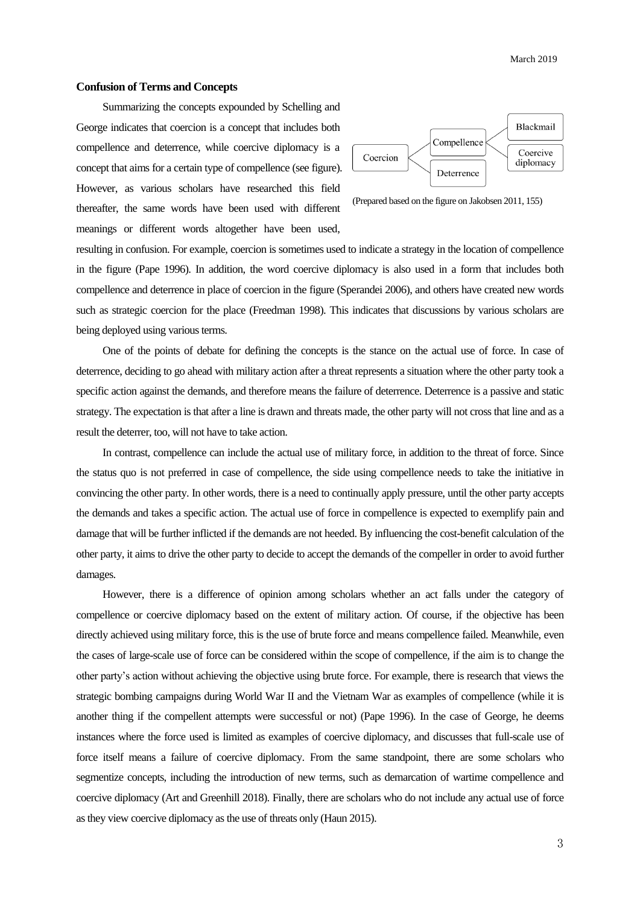**Confusion of Terms and Concepts**

Summarizing the concepts expounded by Schelling and George indicates that coercion is a concept that includes both compellence and deterrence, while coercive diplomacy is a concept that aims for a certain type of compellence (see figure). However, as various scholars have researched this field thereafter, the same words have been used with different meanings or different words altogether have been used, resulting in confusion. For example, coercion is sometimes used to indicate a strategy in the location of compellence in the figure (Pape 1996). In addition, the word coercive diplomacy is also used in a form that includes both compellence and deterrence in place of coercion in the figure (Sperandei 2006), and others have created new words such as strategic coercion for the place (Freedman 1998). This indicates that discussions by various scholars are being deployed using various terms.

(Prepared based on the figure on Jakobsen 2011, 155)

One of the points of debate for defining the concepts is the stance on the actual use of force. In case of deterrence, deciding to go ahead with military action after a threat represents a situation where the other party took a specific action against the demands, and therefore means the failure of deterrence. Deterrence is a passive and static strategy. The expectation is that after a line is drawn and threats made, the other party will not cross that line and as a result the deterrer, too, will not have to take action.

In contrast, compellence can include the actual use of military force, in addition to the threat of force. Since the status quo is not preferred in case of compellence, the side using compellence needs to take the initiative in convincing the other party. In other words, there is a need to continually apply pressure, until the other party accepts the demands and takes a specific action. The actual use of force in compellence is expected to exemplify pain and damage that will be further inflicted if the demands are not heeded. By influencing the cost-benefit calculation of the other party, it aims to drive the other party to decide to accept the demands of the compeller in order to avoid further damages.

However, there is a difference of opinion among scholars whether an act falls under the category of compellence or coercive diplomacy based on the extent of military action. Of course, if the objective has been directly achieved using military force, this is the use of brute force and means compellence failed. Meanwhile, even the cases of large-scale use of force can be considered within the scope of compellence, if the aim is to change the other party's action without achieving the objective using brute force. For example, there is research that views the strategic bombing campaigns during World War II and the Vietnam War as examples of compellence (while it is another thing if the compellent attempts were successful or not) (Pape 1996). In the case of George, he deems instances where the force used is limited as examples of coercive diplomacy, and discusses that full-scale use of force itself means a failure of coercive diplomacy. From the same standpoint, there are some scholars who segmentize concepts, including the introduction of new terms, such as demarcation of wartime compellence and coercive diplomacy (Art and Greenhill 2018). Finally, there are scholars who do not include any actual use of force as they view coercive diplomacy as the use of threats only (Haun 2015).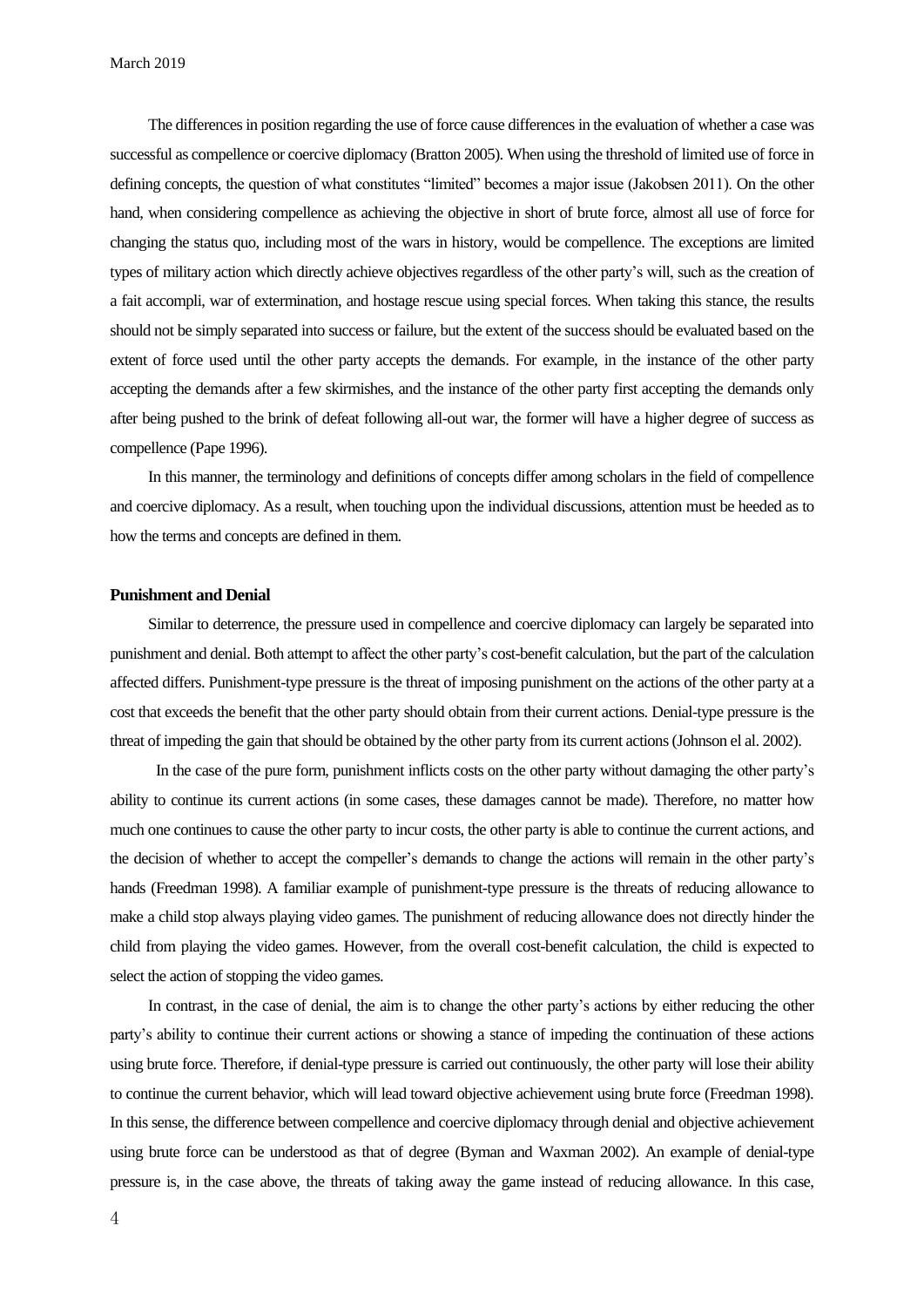The differences in position regarding the use of force cause differences in the evaluation of whether a case was successful as compellence or coercive diplomacy (Bratton 2005). When using the threshold of limited use of force in defining concepts, the question of what constitutes "limited" becomes a major issue (Jakobsen 2011). On the other hand, when considering compellence as achieving the objective in short of brute force, almost all use of force for changing the status quo, including most of the wars in history, would be compellence. The exceptions are limited types of military action which directly achieve objectives regardless of the other party's will, such as the creation of a fait accompli, war of extermination, and hostage rescue using special forces. When taking this stance, the results should not be simply separated into success or failure, but the extent of the success should be evaluated based on the extent of force used until the other party accepts the demands. For example, in the instance of the other party accepting the demands after a few skirmishes, and the instance of the other party first accepting the demands only after being pushed to the brink of defeat following all-out war, the former will have a higher degree of success as compellence (Pape 1996).

In this manner, the terminology and definitions of concepts differ among scholars in the field of compellence and coercive diplomacy. As a result, when touching upon the individual discussions, attention must be heeded as to how the terms and concepts are defined in them.

**Punishment and Denial**

Similar to deterrence, the pressure used in compellence and coercive diplomacy can largely be separated into punishment and denial. Both attempt to affect the other party's cost-benefit calculation, but the part of the calculation affected differs. Punishment-type pressure is the threat of imposing punishment on the actions of the other party at a cost that exceeds the benefit that the other party should obtain from their current actions. Denial-type pressure is the threat of impeding the gain that should be obtained by the other party from its current actions (Johnson el al. 2002).

In the case of the pure form, punishment inflicts costs on the other party without damaging the other party's ability to continue its current actions (in some cases, these damages cannot be made). Therefore, no matter how much one continues to cause the other party to incur costs, the other party is able to continue the current actions, and the decision of whether to accept the compeller's demands to change the actions will remain in the other party's hands (Freedman 1998). A familiar example of punishment-type pressure is the threats of reducing allowance to make a child stop always playing video games. The punishment of reducing allowance does not directly hinder the child from playing the video games. However, from the overall cost-benefit calculation, the child is expected to select the action of stopping the video games.

In contrast, in the case of denial, the aim is to change the other party's actions by either reducing the other party's ability to continue their current actions or showing a stance of impeding the continuation of these actions using brute force. Therefore, if denial-type pressure is carried out continuously, the other party will lose their ability to continue the current behavior, which will lead toward objective achievement using brute force (Freedman 1998). In this sense, the difference between compellence and coercive diplomacy through denial and objective achievement using brute force can be understood as that of degree (Byman and Waxman 2002). An example of denial-type pressure is, in the case above, the threats of taking away the game instead of reducing allowance. In this case,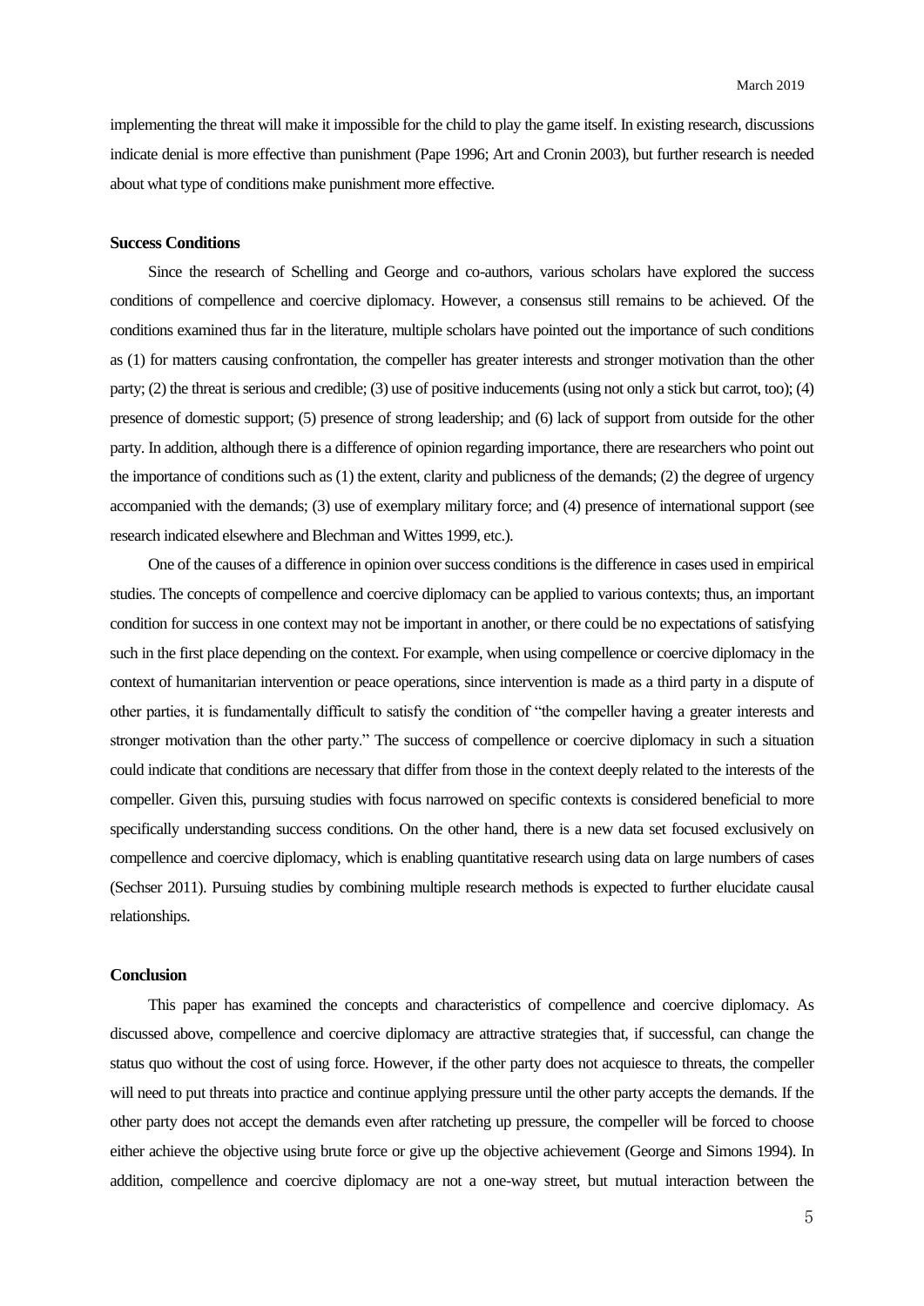implementing the threat will make it impossible for the child to play the game itself. In existing research, discussions indicate denial is more effective than punishment (Pape 1996; Art and Cronin 2003), but further research is needed about what type of conditions make punishment more effective.

**Success Conditions**

Since the research of Schelling and George and co-authors, various scholars have explored the success conditions of compellence and coercive diplomacy. However, a consensus still remains to be achieved. Of the conditions examined thus far in the literature, multiple scholars have pointed out the importance of such conditions as (1) for matters causing confrontation, the compeller has greater interests and stronger motivation than the other party; (2) the threat is serious and credible; (3) use of positive inducements (using not only a stick but carrot, too); (4) presence of domestic support; (5) presence of strong leadership; and (6) lack of support from outside for the other party. In addition, although there is a difference of opinion regarding importance, there are researchers who point out the importance of conditions such as (1) the extent, clarity and publicness of the demands; (2) the degree of urgency accompanied with the demands; (3) use of exemplary military force; and (4) presence of international support (see research indicated elsewhere and Blechman and Wittes 1999, etc.).

One of the causes of a difference in opinion over success conditions is the difference in cases used in empirical studies. The concepts of compellence and coercive diplomacy can be applied to various contexts; thus, an important condition for success in one context may not be important in another, or there could be no expectations of satisfying such in the first place depending on the context. For example, when using compellence or coercive diplomacy in the context of humanitarian intervention or peace operations, since intervention is made as a third party in a dispute of other parties, it is fundamentally difficult to satisfy the condition of "the compeller having a greater interests and stronger motivation than the other party." The success of compellence or coercive diplomacy in such a situation could indicate that conditions are necessary that differ from those in the context deeply related to the interests of the compeller. Given this, pursuing studies with focus narrowed on specific contexts is considered beneficial to more specifically understanding success conditions. On the other hand, there is a new data set focused exclusively on compellence and coercive diplomacy, which is enabling quantitative research using data on large numbers of cases (Sechser 2011). Pursuing studies by combining multiple research methods is expected to further elucidate causal relationships.

**Conclusion**

This paper has examined the concepts and characteristics of compellence and coercive diplomacy. As discussed above, compellence and coercive diplomacy are attractive strategies that, if successful, can change the status quo without the cost of using force. However, if the other party does not acquiesce to threats, the compeller will need to put threats into practice and continue applying pressure until the other party accepts the demands. If the other party does not accept the demands even after ratcheting up pressure, the compeller will be forced to choose either achieve the objective using brute force or give up the objective achievement (George and Simons 1994). In addition, compellence and coercive diplomacy are not a one-way street, but mutual interaction between the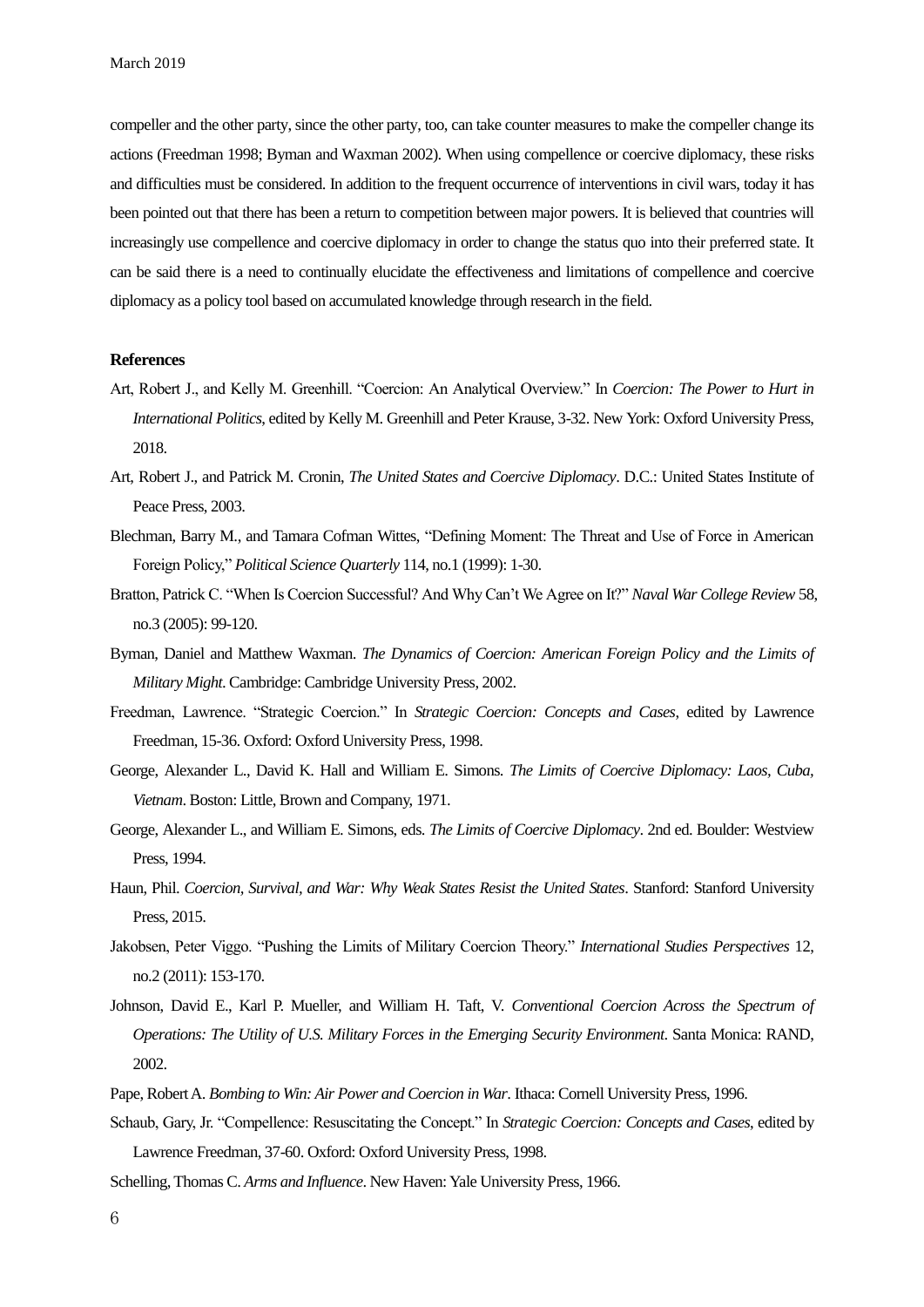compeller and the other party, since the other party, too, can take counter measures to make the compeller change its actions (Freedman 1998; Byman and Waxman 2002). When using compellence or coercive diplomacy, these risks and difficulties must be considered. In addition to the frequent occurrence of interventions in civil wars, today it has been pointed out that there has been a return to competition between major powers. It is believed that countries will increasingly use compellence and coercive diplomacy in order to change the status quo into their preferred state. It can be said there is a need to continually elucidate the effectiveness and limitations of compellence and coercive diplomacy as a policy tool based on accumulated knowledge through research in the field.

**References**

Art, Robert J., and Kelly M. Greenhill. "Coercion: An Analytical Overview." In *Coercion: The Power to Hurt in International Politics*, edited by Kelly M. Greenhill and Peter Krause, 3-32. New York: Oxford University Press, 2018.

Art, Robert J., and Patrick M. Cronin, *The United States and Coercive Diplomacy*. D.C.: United States Institute of Peace Press, 2003.

Blechman, Barry M., and Tamara Cofman Wittes, "Defining Moment: The Threat and Use of Force in American Foreign Policy," *Political Science Quarterly* 114, no.1 (1999): 1-30.

Bratton, Patrick C. "When Is Coercion Successful? And Why Can't We Agree on It?" *Naval War College Review* 58, no.3 (2005): 99-120.

Byman, Daniel and Matthew Waxman. *The Dynamics of Coercion: American Foreign Policy and the Limits of Military Might*. Cambridge: Cambridge University Press, 2002.

Freedman, Lawrence. "Strategic Coercion." In *Strategic Coercion: Concepts and Cases*, edited by Lawrence Freedman, 15-36. Oxford: Oxford University Press, 1998.

George, Alexander L., David K. Hall and William E. Simons. *The Limits of Coercive Diplomacy: Laos, Cuba, Vietnam*. Boston: Little, Brown and Company, 1971.

George, Alexander L., and William E. Simons, eds. *The Limits of Coercive Diplomacy*. 2nd ed. Boulder: Westview Press, 1994.

Haun, Phil. *Coercion, Survival, and War: Why Weak States Resist the United States*. Stanford: Stanford University Press, 2015.

Jakobsen, Peter Viggo. "Pushing the Limits of Military Coercion Theory." *International Studies Perspectives* 12, no.2 (2011): 153-170.

Johnson, David E., Karl P. Mueller, and William H. Taft, V. *Conventional Coercion Across the Spectrum of Operations: The Utility of U.S. Military Forces in the Emerging Security Environment*. Santa Monica: RAND, 2002.

Pape, Robert A. *Bombing to Win: Air Power and Coercion in War*. Ithaca: Cornell University Press, 1996.

Schaub, Gary, Jr. "Compellence: Resuscitating the Concept." In *Strategic Coercion: Concepts and Cases*, edited by Lawrence Freedman, 37-60. Oxford: Oxford University Press, 1998.

Schelling, Thomas C. *Arms and Influence*. New Haven: Yale University Press, 1966.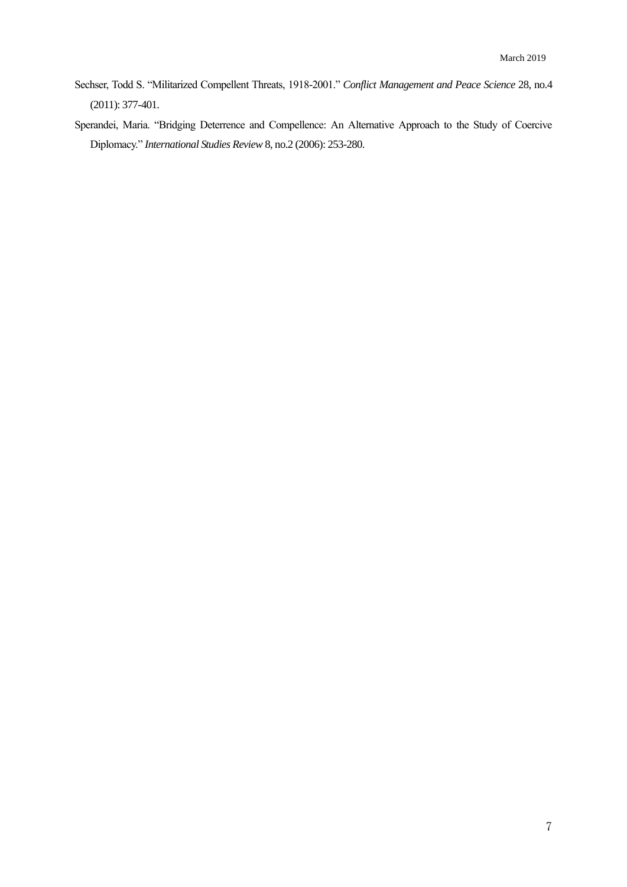Sechser, Todd S. "Militarized Compellent Threats, 1918-2001." *Conflict Management and Peace Science* 28, no.4 (2011): 377-401.

Sperandei, Maria. "Bridging Deterrence and Compellence: An Alternative Approach to the Study of Coercive Diplomacy." *International Studies Review* 8, no.2 (2006): 253-280.